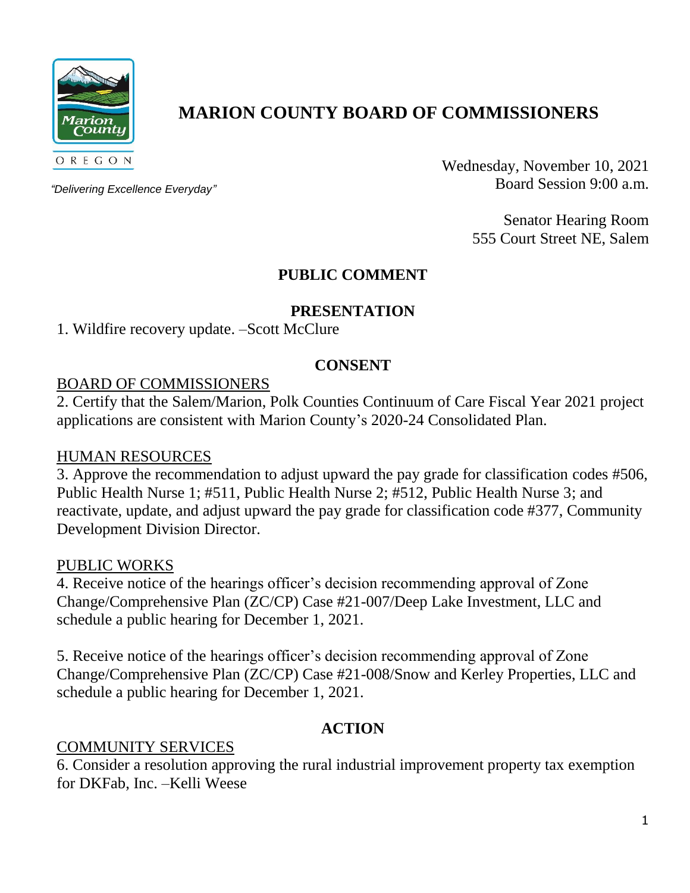# MARION COUNTY BOARD OF COMMISSIONERS

OREGON

*"Delivering Excellence Everyday"*

Wednesday, November 10, 2021
Board Session 9:00 a.m.

Senator Hearing Room
555 Court Street NE, Salem

## PUBLIC COMMENT

## PRESENTATION

1. Wildfire recovery update. –Scott McClure

## CONSENT

BOARD OF COMMISSIONERS

2. Certify that the Salem/Marion, Polk Counties Continuum of Care Fiscal Year 2021 project applications are consistent with Marion County's 2020-24 Consolidated Plan.

HUMAN RESOURCES

3. Approve the recommendation to adjust upward the pay grade for classification codes #506, Public Health Nurse 1; #511, Public Health Nurse 2; #512, Public Health Nurse 3; and reactivate, update, and adjust upward the pay grade for classification code #377, Community Development Division Director.

PUBLIC WORKS

4. Receive notice of the hearings officer's decision recommending approval of Zone Change/Comprehensive Plan (ZC/CP) Case #21-007/Deep Lake Investment, LLC and schedule a public hearing for December 1, 2021.

5. Receive notice of the hearings officer's decision recommending approval of Zone Change/Comprehensive Plan (ZC/CP) Case #21-008/Snow and Kerley Properties, LLC and schedule a public hearing for December 1, 2021.

## ACTION

COMMUNITY SERVICES

6. Consider a resolution approving the rural industrial improvement property tax exemption for DKFab, Inc. –Kelli Weese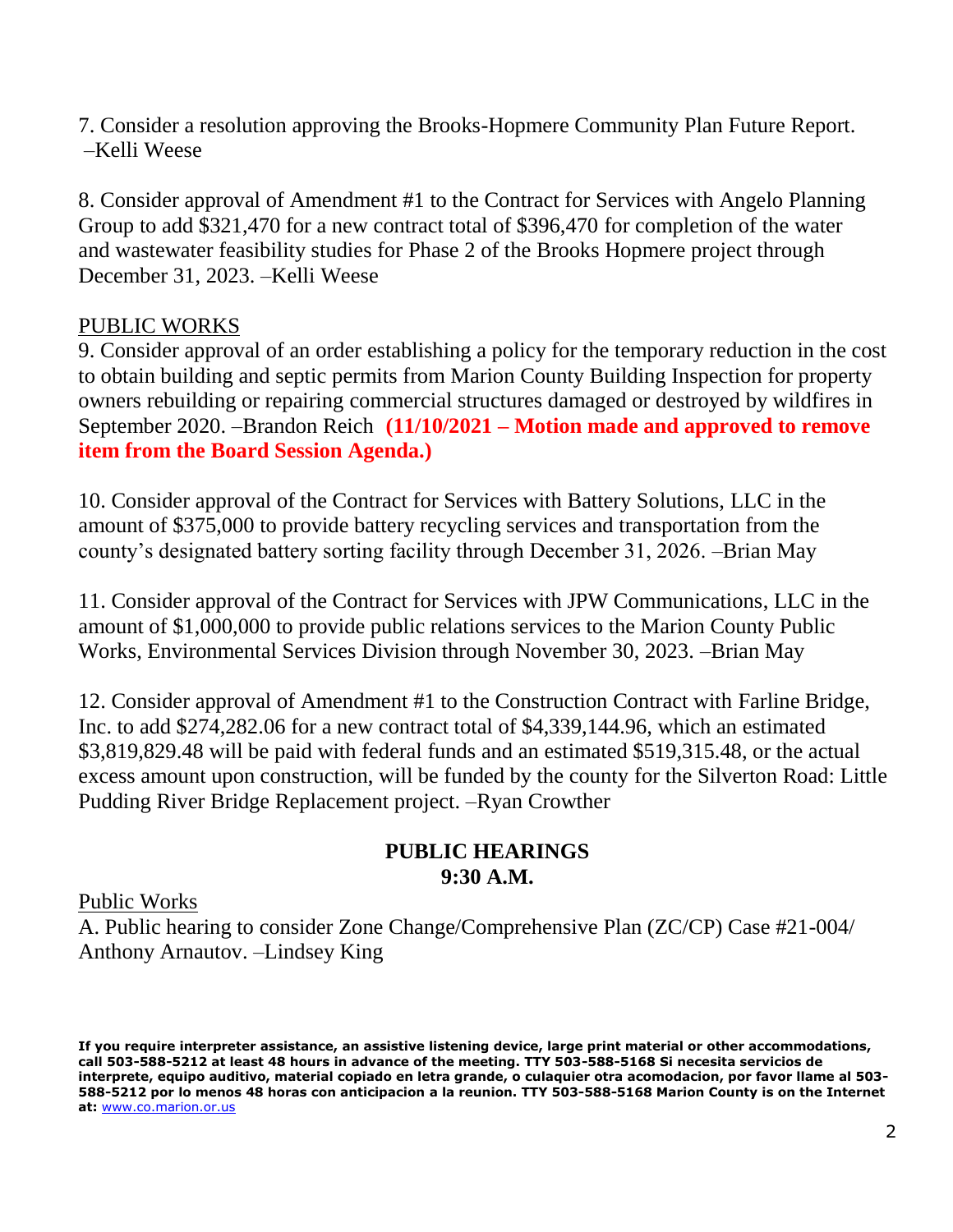7. Consider a resolution approving the Brooks-Hopmere Community Plan Future Report. –Kelli Weese

8. Consider approval of Amendment #1 to the Contract for Services with Angelo Planning Group to add $321,470 for a new contract total of $396,470 for completion of the water and wastewater feasibility studies for Phase 2 of the Brooks Hopmere project through December 31, 2023. –Kelli Weese

PUBLIC WORKS

9. Consider approval of an order establishing a policy for the temporary reduction in the cost to obtain building and septic permits from Marion County Building Inspection for property owners rebuilding or repairing commercial structures damaged or destroyed by wildfires in September 2020. –Brandon Reich **(11/10/2021 – Motion made and approved to remove item from the Board Session Agenda.)**

10. Consider approval of the Contract for Services with Battery Solutions, LLC in the amount of $375,000 to provide battery recycling services and transportation from the county's designated battery sorting facility through December 31, 2026. –Brian May

11. Consider approval of the Contract for Services with JPW Communications, LLC in the amount of $1,000,000 to provide public relations services to the Marion County Public Works, Environmental Services Division through November 30, 2023. –Brian May

12. Consider approval of Amendment #1 to the Construction Contract with Farline Bridge, Inc. to add $274,282.06 for a new contract total of $4,339,144.96, which an estimated $3,819,829.48 will be paid with federal funds and an estimated $519,315.48, or the actual excess amount upon construction, will be funded by the county for the Silverton Road: Little Pudding River Bridge Replacement project. –Ryan Crowther

## PUBLIC HEARINGS
## 9:30 A.M.

Public Works

A. Public hearing to consider Zone Change/Comprehensive Plan (ZC/CP) Case #21-004/ Anthony Arnautov. –Lindsey King

**If you require interpreter assistance, an assistive listening device, large print material or other accommodations, call 503-588-5212 at least 48 hours in advance of the meeting. TTY 503-588-5168 Si necesita servicios de interprete, equipo auditivo, material copiado en letra grande, o culaquier otra acomodacion, por favor llame al 503-588-5212 por lo menos 48 horas con anticipacion a la reunion. TTY 503-588-5168 Marion County is on the Internet at:** www.co.marion.or.us